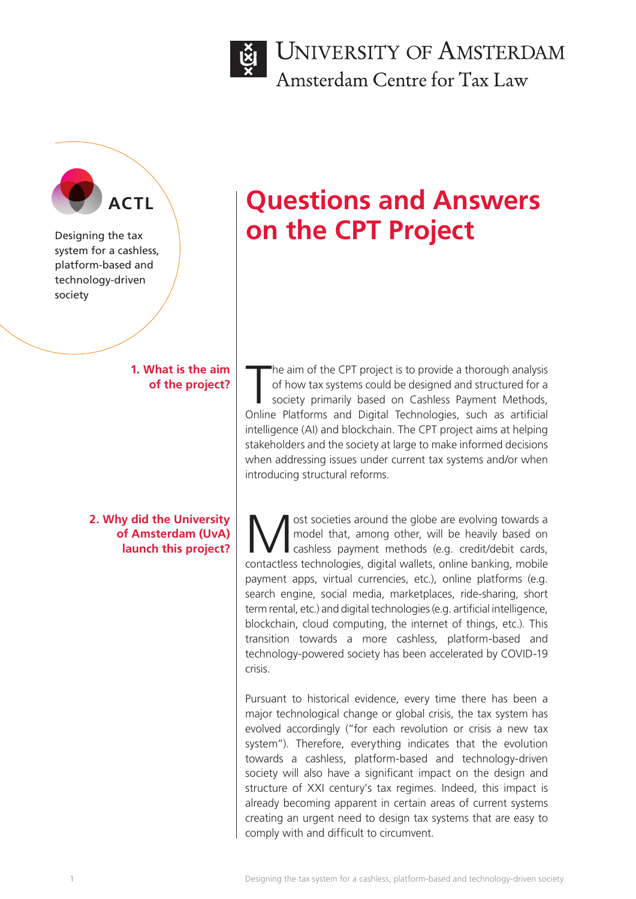University of Amsterdam
Amsterdam Centre for Tax Law

ACTL

Designing the tax system for a cashless, platform-based and technology-driven society

# Questions and Answers on the CPT Project

## 1. What is the aim of the project?

The aim of the CPT project is to provide a thorough analysis of how tax systems could be designed and structured for a society primarily based on Cashless Payment Methods, Online Platforms and Digital Technologies, such as artificial intelligence (AI) and blockchain. The CPT project aims at helping stakeholders and the society at large to make informed decisions when addressing issues under current tax systems and/or when introducing structural reforms.

## 2. Why did the University of Amsterdam (UvA) launch this project?

Most societies around the globe are evolving towards a model that, among other, will be heavily based on cashless payment methods (e.g. credit/debit cards, contactless technologies, digital wallets, online banking, mobile payment apps, virtual currencies, etc.), online platforms (e.g. search engine, social media, marketplaces, ride-sharing, short term rental, etc.) and digital technologies (e.g. artificial intelligence, blockchain, cloud computing, the internet of things, etc.). This transition towards a more cashless, platform-based and technology-powered society has been accelerated by COVID-19 crisis.

Pursuant to historical evidence, every time there has been a major technological change or global crisis, the tax system has evolved accordingly ("for each revolution or crisis a new tax system"). Therefore, everything indicates that the evolution towards a cashless, platform-based and technology-driven society will also have a significant impact on the design and structure of XXI century's tax regimes. Indeed, this impact is already becoming apparent in certain areas of current systems creating an urgent need to design tax systems that are easy to comply with and difficult to circumvent.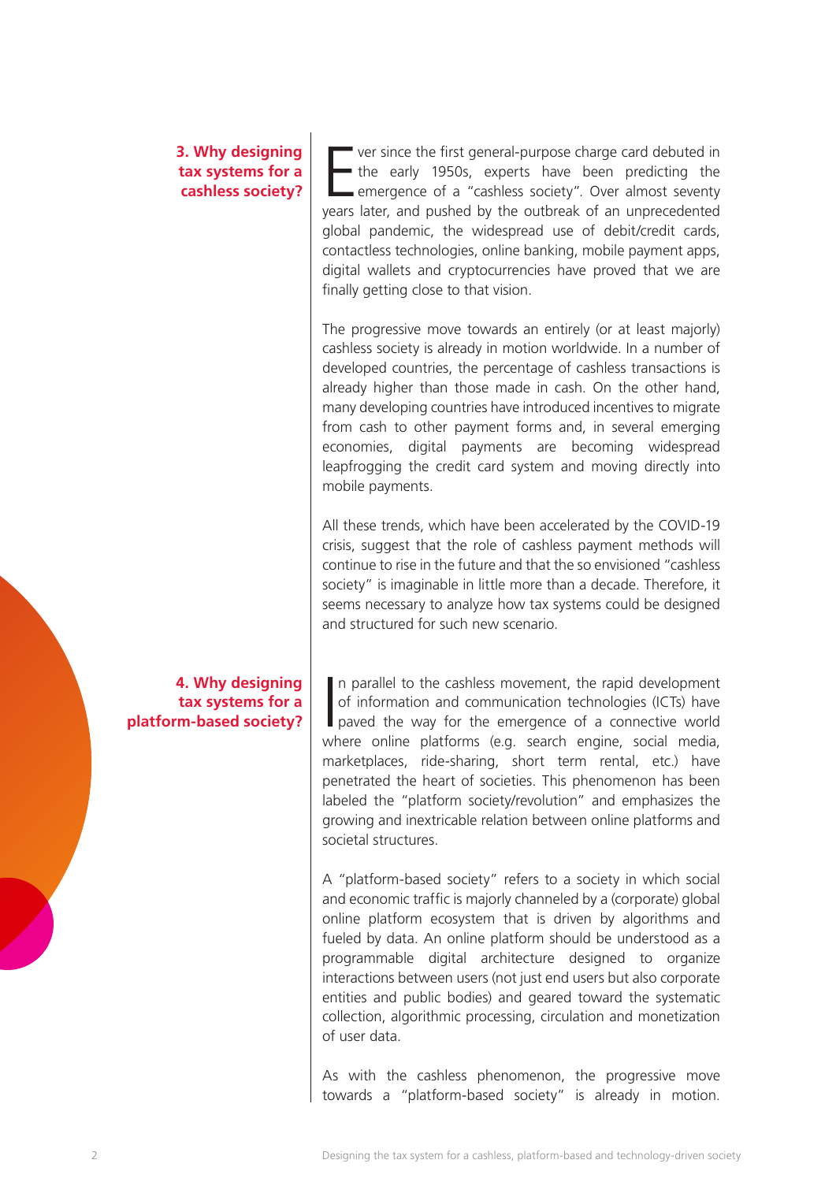## 3. Why designing tax systems for a cashless society?

Ever since the first general-purpose charge card debuted in the early 1950s, experts have been predicting the emergence of a "cashless society". Over almost seventy years later, and pushed by the outbreak of an unprecedented global pandemic, the widespread use of debit/credit cards, contactless technologies, online banking, mobile payment apps, digital wallets and cryptocurrencies have proved that we are finally getting close to that vision.

The progressive move towards an entirely (or at least majorly) cashless society is already in motion worldwide. In a number of developed countries, the percentage of cashless transactions is already higher than those made in cash. On the other hand, many developing countries have introduced incentives to migrate from cash to other payment forms and, in several emerging economies, digital payments are becoming widespread leapfrogging the credit card system and moving directly into mobile payments.

All these trends, which have been accelerated by the COVID-19 crisis, suggest that the role of cashless payment methods will continue to rise in the future and that the so envisioned "cashless society" is imaginable in little more than a decade. Therefore, it seems necessary to analyze how tax systems could be designed and structured for such new scenario.

## 4. Why designing tax systems for a platform-based society?

In parallel to the cashless movement, the rapid development of information and communication technologies (ICTs) have paved the way for the emergence of a connective world where online platforms (e.g. search engine, social media, marketplaces, ride-sharing, short term rental, etc.) have penetrated the heart of societies. This phenomenon has been labeled the "platform society/revolution" and emphasizes the growing and inextricable relation between online platforms and societal structures.

A "platform-based society" refers to a society in which social and economic traffic is majorly channeled by a (corporate) global online platform ecosystem that is driven by algorithms and fueled by data. An online platform should be understood as a programmable digital architecture designed to organize interactions between users (not just end users but also corporate entities and public bodies) and geared toward the systematic collection, algorithmic processing, circulation and monetization of user data.

As with the cashless phenomenon, the progressive move towards a "platform-based society" is already in motion.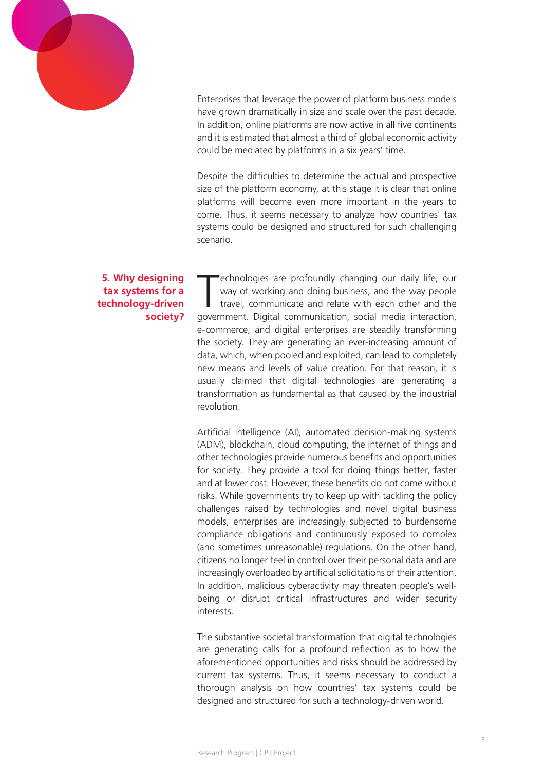Enterprises that leverage the power of platform business models have grown dramatically in size and scale over the past decade. In addition, online platforms are now active in all five continents and it is estimated that almost a third of global economic activity could be mediated by platforms in a six years' time.

Despite the difficulties to determine the actual and prospective size of the platform economy, at this stage it is clear that online platforms will become even more important in the years to come. Thus, it seems necessary to analyze how countries' tax systems could be designed and structured for such challenging scenario.

## 5. Why designing tax systems for a technology-driven society?

Technologies are profoundly changing our daily life, our way of working and doing business, and the way people travel, communicate and relate with each other and the government. Digital communication, social media interaction, e-commerce, and digital enterprises are steadily transforming the society. They are generating an ever-increasing amount of data, which, when pooled and exploited, can lead to completely new means and levels of value creation. For that reason, it is usually claimed that digital technologies are generating a transformation as fundamental as that caused by the industrial revolution.

Artificial intelligence (AI), automated decision-making systems (ADM), blockchain, cloud computing, the internet of things and other technologies provide numerous benefits and opportunities for society. They provide a tool for doing things better, faster and at lower cost. However, these benefits do not come without risks. While governments try to keep up with tackling the policy challenges raised by technologies and novel digital business models, enterprises are increasingly subjected to burdensome compliance obligations and continuously exposed to complex (and sometimes unreasonable) regulations. On the other hand, citizens no longer feel in control over their personal data and are increasingly overloaded by artificial solicitations of their attention. In addition, malicious cyberactivity may threaten people's well-being or disrupt critical infrastructures and wider security interests.

The substantive societal transformation that digital technologies are generating calls for a profound reflection as to how the aforementioned opportunities and risks should be addressed by current tax systems. Thus, it seems necessary to conduct a thorough analysis on how countries' tax systems could be designed and structured for such a technology-driven world.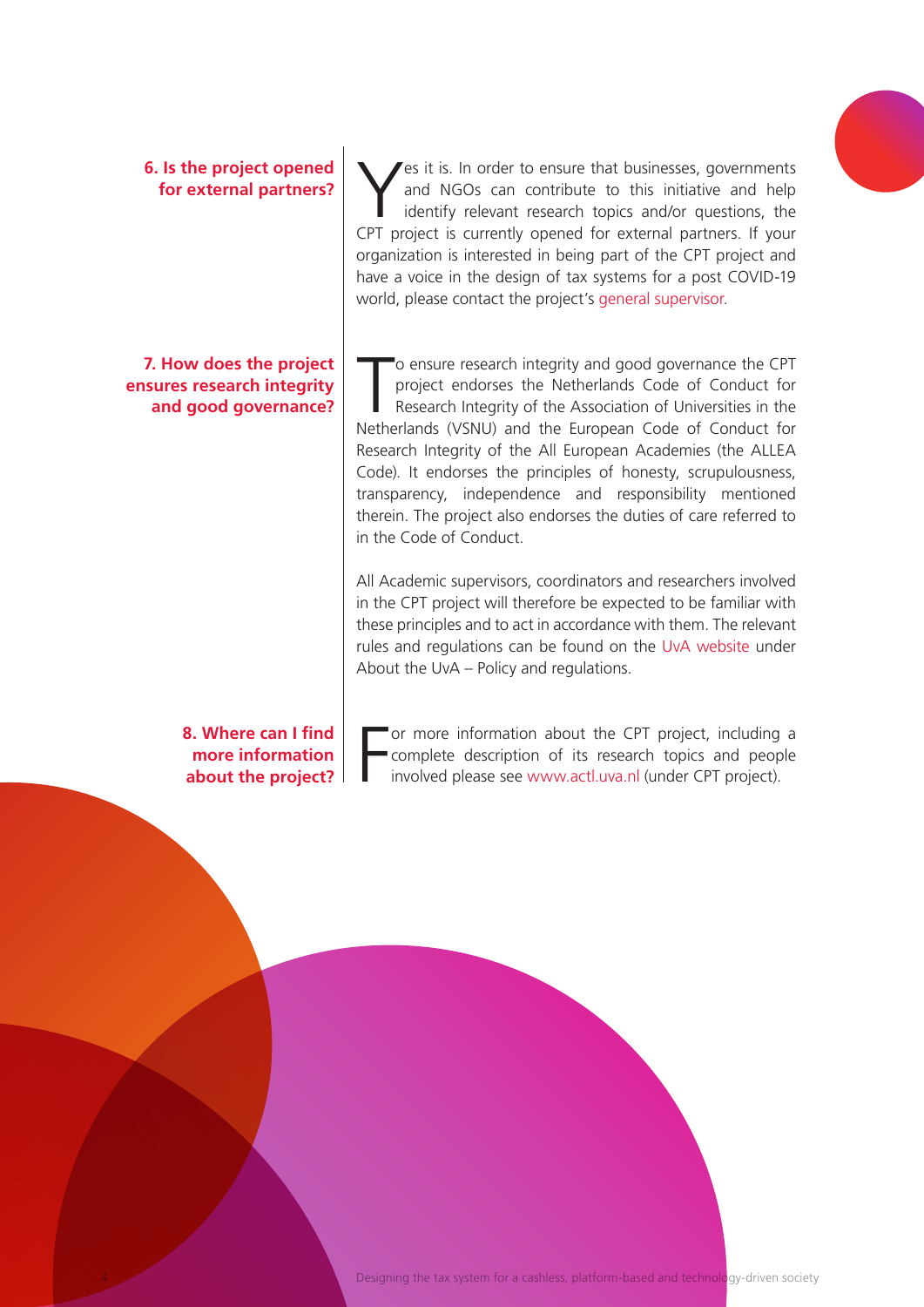### 6. Is the project opened for external partners?

Yes it is. In order to ensure that businesses, governments and NGOs can contribute to this initiative and help identify relevant research topics and/or questions, the CPT project is currently opened for external partners. If your organization is interested in being part of the CPT project and have a voice in the design of tax systems for a post COVID-19 world, please contact the project's general supervisor.

### 7. How does the project ensures research integrity and good governance?

To ensure research integrity and good governance the CPT project endorses the Netherlands Code of Conduct for Research Integrity of the Association of Universities in the Netherlands (VSNU) and the European Code of Conduct for Research Integrity of the All European Academies (the ALLEA Code). It endorses the principles of honesty, scrupulousness, transparency, independence and responsibility mentioned therein. The project also endorses the duties of care referred to in the Code of Conduct.

All Academic supervisors, coordinators and researchers involved in the CPT project will therefore be expected to be familiar with these principles and to act in accordance with them. The relevant rules and regulations can be found on the UvA website under About the UvA – Policy and regulations.

### 8. Where can I find more information about the project?

For more information about the CPT project, including a complete description of its research topics and people involved please see www.actl.uva.nl (under CPT project).